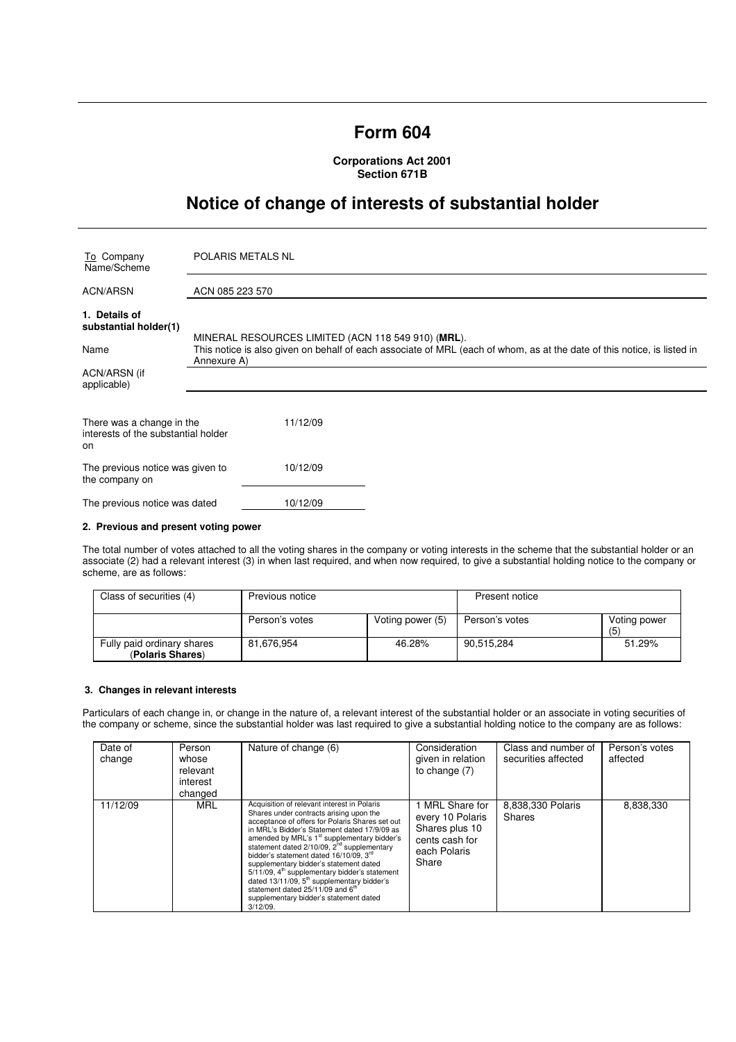# Form 604

**Corporations Act 2001**
**Section 671B**

## Notice of change of interests of substantial holder

| | |
|---|---|
| To Company Name/Scheme | POLARIS METALS NL |
| ACN/ARSN | ACN 085 223 570 |

**1. Details of substantial holder(1)**

| | |
|---|---|
| Name | MINERAL RESOURCES LIMITED (ACN 118 549 910) (**MRL**). This notice is also given on behalf of each associate of MRL (each of whom, as at the date of this notice, is listed in Annexure A) |
| ACN/ARSN (if applicable) | |

| | |
|---|---|
| There was a change in the interests of the substantial holder on | 11/12/09 |
| The previous notice was given to the company on | 10/12/09 |
| The previous notice was dated | 10/12/09 |

### 2. Previous and present voting power

The total number of votes attached to all the voting shares in the company or voting interests in the scheme that the substantial holder or an associate (2) had a relevant interest (3) in when last required, and when now required, to give a substantial holding notice to the company or scheme, are as follows:

| Class of securities (4) | Previous notice | | Present notice | |
|---|---|---|---|---|
| | Person's votes | Voting power (5) | Person's votes | Voting power (5) |
| Fully paid ordinary shares (**Polaris Shares**) | 81,676,954 | 46.28% | 90,515,284 | 51.29% |

### 3. Changes in relevant interests

Particulars of each change in, or change in the nature of, a relevant interest of the substantial holder or an associate in voting securities of the company or scheme, since the substantial holder was last required to give a substantial holding notice to the company are as follows:

| Date of change | Person whose relevant interest changed | Nature of change (6) | Consideration given in relation to change (7) | Class and number of securities affected | Person's votes affected |
|---|---|---|---|---|---|
| 11/12/09 | MRL | Acquisition of relevant interest in Polaris Shares under contracts arising upon the acceptance of offers for Polaris Shares set out in MRL's Bidder's Statement dated 17/9/09 as amended by MRL's 1st supplementary bidder's statement dated 2/10/09, 2nd supplementary bidder's statement dated 16/10/09, 3rd supplementary bidder's statement dated 5/11/09, 4th supplementary bidder's statement dated 13/11/09, 5th supplementary bidder's statement dated 25/11/09 and 6th supplementary bidder's statement dated 3/12/09. | 1 MRL Share for every 10 Polaris Shares plus 10 cents cash for each Polaris Share | 8,838,330 Polaris Shares | 8,838,330 |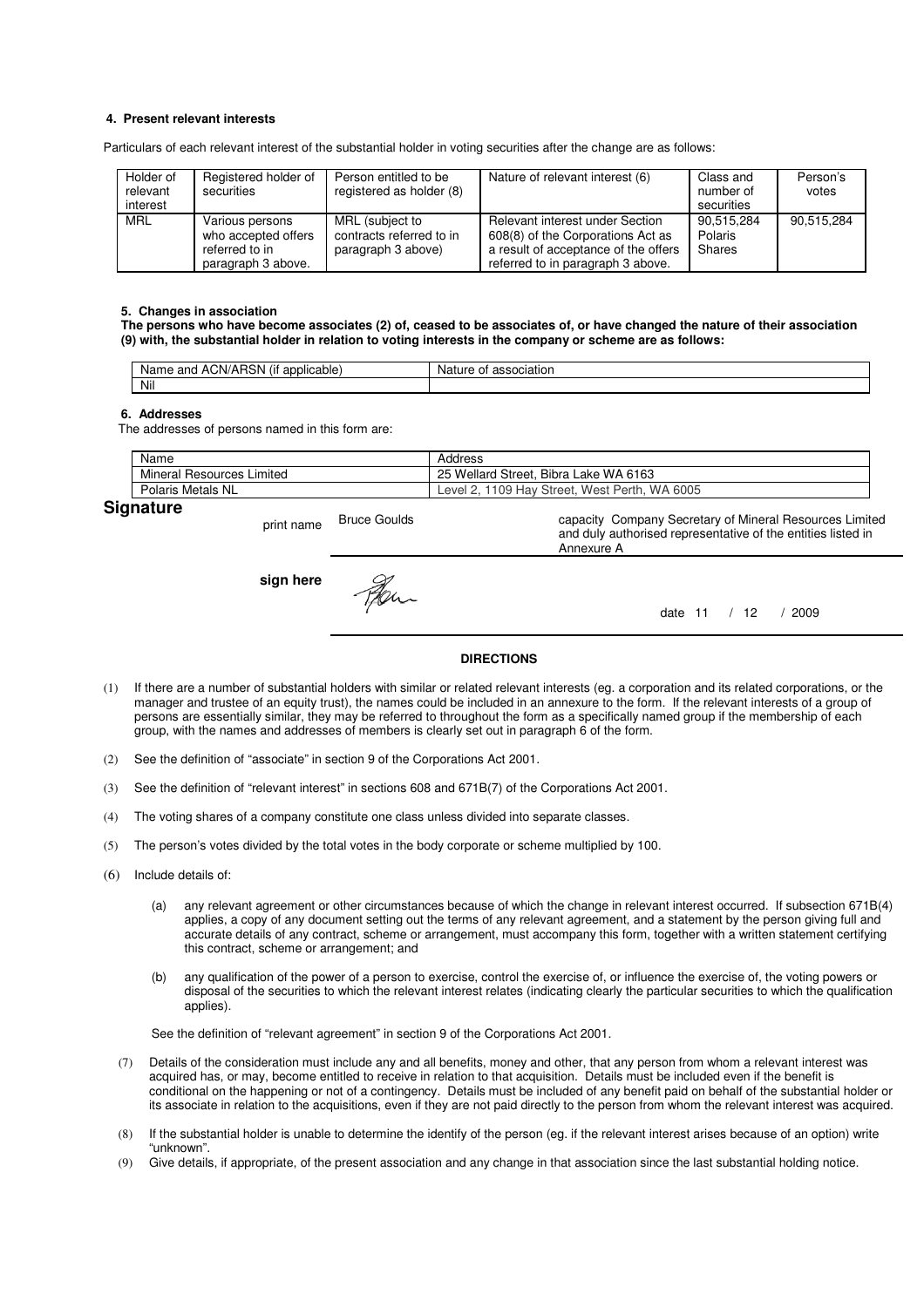**4. Present relevant interests**

Particulars of each relevant interest of the substantial holder in voting securities after the change are as follows:

| Holder of relevant interest | Registered holder of securities | Person entitled to be registered as holder (8) | Nature of relevant interest (6) | Class and number of securities | Person's votes |
|---|---|---|---|---|---|
| MRL | Various persons who accepted offers referred to in paragraph 3 above. | MRL (subject to contracts referred to in paragraph 3 above) | Relevant interest under Section 608(8) of the Corporations Act as a result of acceptance of the offers referred to in paragraph 3 above. | 90,515,284 Polaris Shares | 90,515,284 |

**5. Changes in association**

**The persons who have become associates (2) of, ceased to be associates of, or have changed the nature of their association (9) with, the substantial holder in relation to voting interests in the company or scheme are as follows:**

| Name and ACN/ARSN (if applicable) | Nature of association |
|---|---|
| Nil | |

**6. Addresses**

The addresses of persons named in this form are:

| Name | Address |
|---|---|
| Mineral Resources Limited | 25 Wellard Street, Bibra Lake WA 6163 |
| Polaris Metals NL | Level 2, 1109 Hay Street, West Perth, WA 6005 |

## Signature

print name Bruce Goulds

capacity Company Secretary of Mineral Resources Limited and duly authorised representative of the entities listed in Annexure A

**sign here**

date 11 / 12 / 2009

**DIRECTIONS**

(1) If there are a number of substantial holders with similar or related relevant interests (eg. a corporation and its related corporations, or the manager and trustee of an equity trust), the names could be included in an annexure to the form. If the relevant interests of a group of persons are essentially similar, they may be referred to throughout the form as a specifically named group if the membership of each group, with the names and addresses of members is clearly set out in paragraph 6 of the form.

(2) See the definition of "associate" in section 9 of the Corporations Act 2001.

(3) See the definition of "relevant interest" in sections 608 and 671B(7) of the Corporations Act 2001.

(4) The voting shares of a company constitute one class unless divided into separate classes.

(5) The person's votes divided by the total votes in the body corporate or scheme multiplied by 100.

(6) Include details of:

(a) any relevant agreement or other circumstances because of which the change in relevant interest occurred. If subsection 671B(4) applies, a copy of any document setting out the terms of any relevant agreement, and a statement by the person giving full and accurate details of any contract, scheme or arrangement, must accompany this form, together with a written statement certifying this contract, scheme or arrangement; and

(b) any qualification of the power of a person to exercise, control the exercise of, or influence the exercise of, the voting powers or disposal of the securities to which the relevant interest relates (indicating clearly the particular securities to which the qualification applies).

See the definition of "relevant agreement" in section 9 of the Corporations Act 2001.

(7) Details of the consideration must include any and all benefits, money and other, that any person from whom a relevant interest was acquired has, or may, become entitled to receive in relation to that acquisition. Details must be included even if the benefit is conditional on the happening or not of a contingency. Details must be included of any benefit paid on behalf of the substantial holder or its associate in relation to the acquisitions, even if they are not paid directly to the person from whom the relevant interest was acquired.

(8) If the substantial holder is unable to determine the identify of the person (eg. if the relevant interest arises because of an option) write "unknown".

(9) Give details, if appropriate, of the present association and any change in that association since the last substantial holding notice.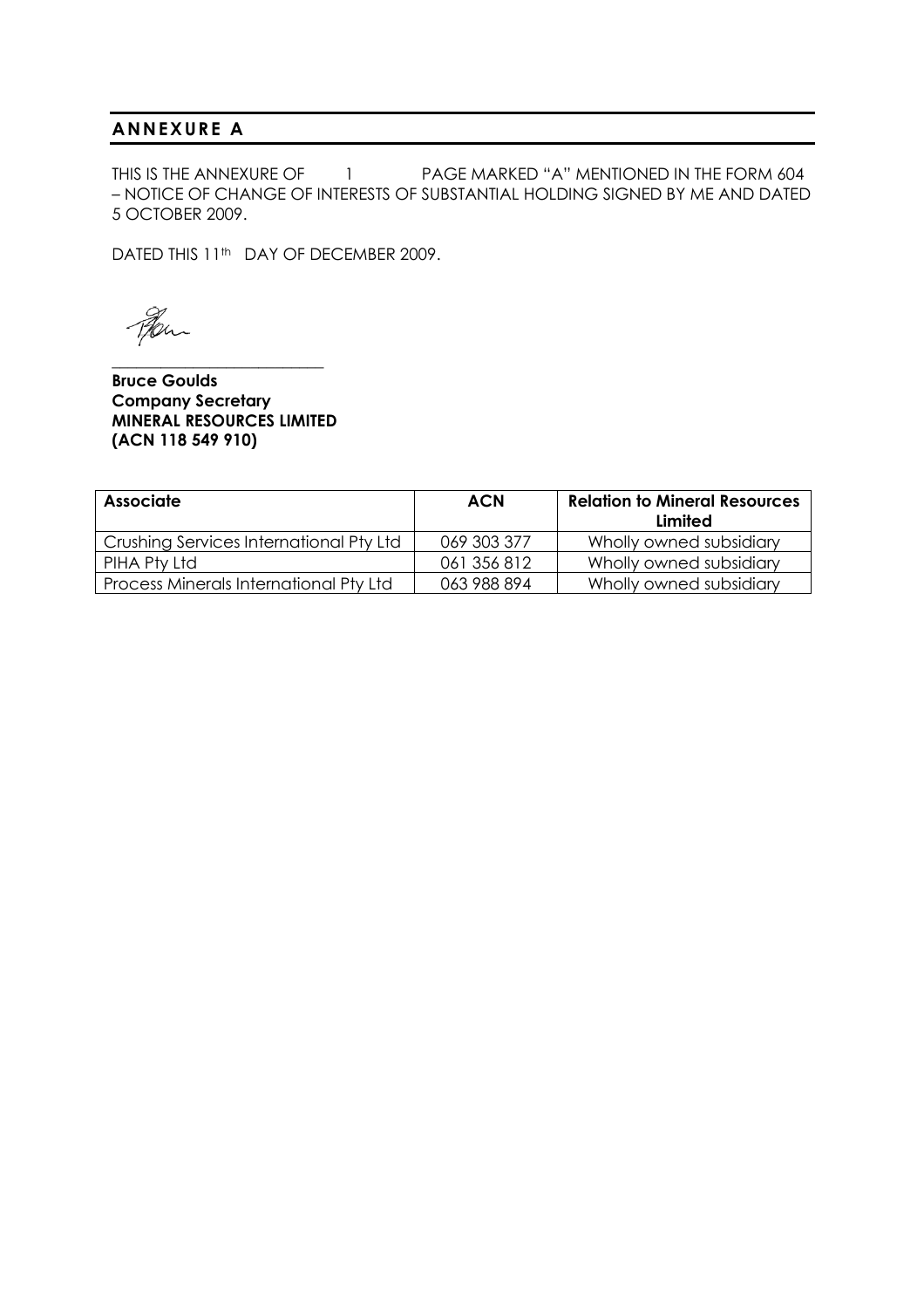## ANNEXURE A

THIS IS THE ANNEXURE OF 1 PAGE MARKED "A" MENTIONED IN THE FORM 604 – NOTICE OF CHANGE OF INTERESTS OF SUBSTANTIAL HOLDING SIGNED BY ME AND DATED 5 OCTOBER 2009.

DATED THIS 11th DAY OF DECEMBER 2009.

\_\_\_\_\_\_\_\_\_\_\_\_\_\_\_\_\_\_\_\_\_\_\_\_\_\_\_\_

**Bruce Goulds**
**Company Secretary**
**MINERAL RESOURCES LIMITED**
**(ACN 118 549 910)**

| Associate | ACN | Relation to Mineral Resources Limited |
|---|---|---|
| Crushing Services International Pty Ltd | 069 303 377 | Wholly owned subsidiary |
| PIHA Pty Ltd | 061 356 812 | Wholly owned subsidiary |
| Process Minerals International Pty Ltd | 063 988 894 | Wholly owned subsidiary |